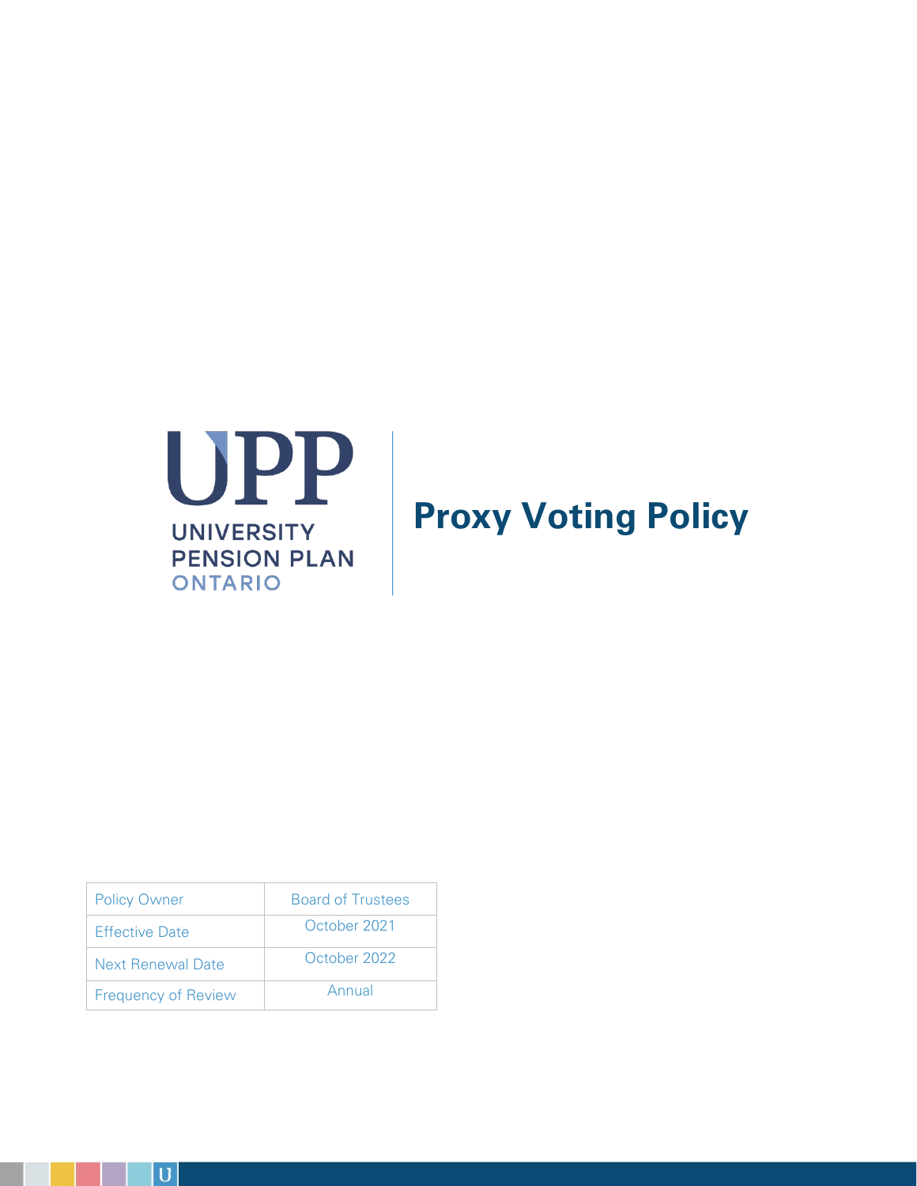UPP

UNIVERSITY PENSION PLAN ONTARIO

# Proxy Voting Policy

| Policy Owner | Board of Trustees |
| --- | --- |
| Effective Date | October 2021 |
| Next Renewal Date | October 2022 |
| Frequency of Review | Annual |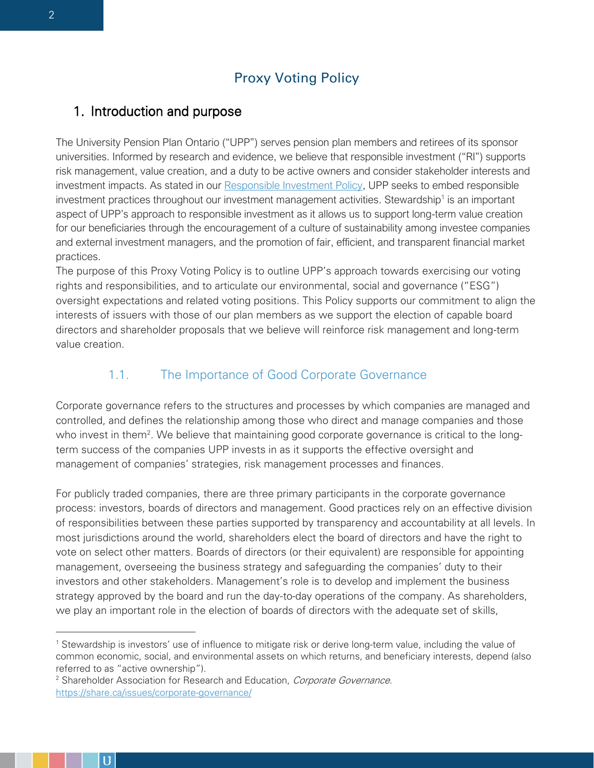# Proxy Voting Policy

## 1. Introduction and purpose

The University Pension Plan Ontario ("UPP") serves pension plan members and retirees of its sponsor universities. Informed by research and evidence, we believe that responsible investment ("RI") supports risk management, value creation, and a duty to be active owners and consider stakeholder interests and investment impacts. As stated in our [Responsible Investment Policy](), UPP seeks to embed responsible investment practices throughout our investment management activities. Stewardship[1] is an important aspect of UPP's approach to responsible investment as it allows us to support long-term value creation for our beneficiaries through the encouragement of a culture of sustainability among investee companies and external investment managers, and the promotion of fair, efficient, and transparent financial market practices.

The purpose of this Proxy Voting Policy is to outline UPP's approach towards exercising our voting rights and responsibilities, and to articulate our environmental, social and governance ("ESG") oversight expectations and related voting positions. This Policy supports our commitment to align the interests of issuers with those of our plan members as we support the election of capable board directors and shareholder proposals that we believe will reinforce risk management and long-term value creation.

### 1.1. The Importance of Good Corporate Governance

Corporate governance refers to the structures and processes by which companies are managed and controlled, and defines the relationship among those who direct and manage companies and those who invest in them[2]. We believe that maintaining good corporate governance is critical to the long-term success of the companies UPP invests in as it supports the effective oversight and management of companies' strategies, risk management processes and finances.

For publicly traded companies, there are three primary participants in the corporate governance process: investors, boards of directors and management. Good practices rely on an effective division of responsibilities between these parties supported by transparency and accountability at all levels. In most jurisdictions around the world, shareholders elect the board of directors and have the right to vote on select other matters. Boards of directors (or their equivalent) are responsible for appointing management, overseeing the business strategy and safeguarding the companies' duty to their investors and other stakeholders. Management's role is to develop and implement the business strategy approved by the board and run the day-to-day operations of the company. As shareholders, we play an important role in the election of boards of directors with the adequate set of skills,

---

[1] Stewardship is investors' use of influence to mitigate risk or derive long-term value, including the value of common economic, social, and environmental assets on which returns, and beneficiary interests, depend (also referred to as "active ownership").

[2] Shareholder Association for Research and Education, *Corporate Governance*. https://share.ca/issues/corporate-governance/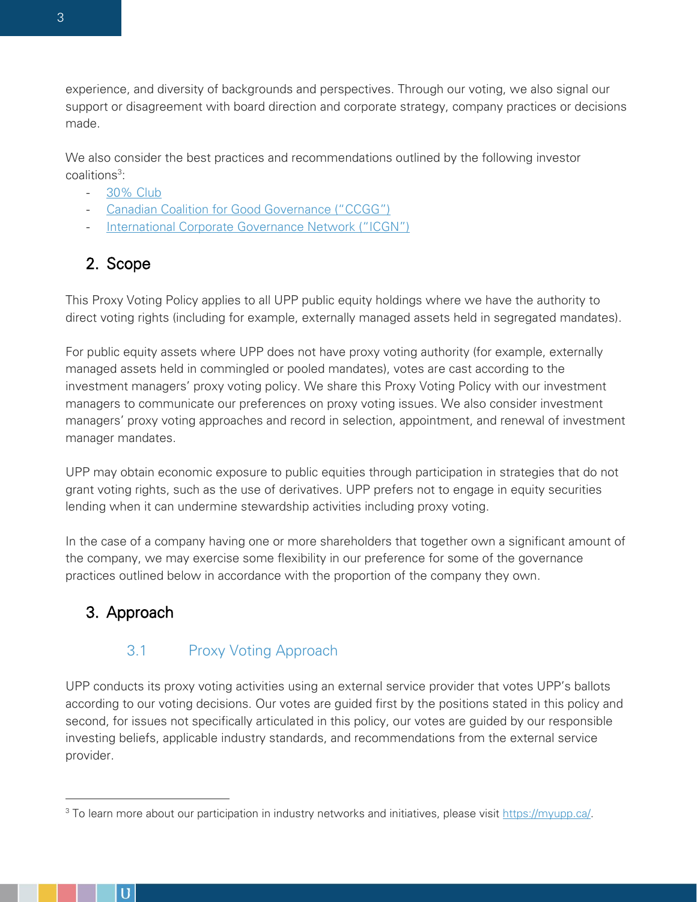experience, and diversity of backgrounds and perspectives. Through our voting, we also signal our support or disagreement with board direction and corporate strategy, company practices or decisions made.

We also consider the best practices and recommendations outlined by the following investor coalitions[3]:

- 30% Club
- Canadian Coalition for Good Governance ("CCGG")
- International Corporate Governance Network ("ICGN")

## 2. Scope

This Proxy Voting Policy applies to all UPP public equity holdings where we have the authority to direct voting rights (including for example, externally managed assets held in segregated mandates).

For public equity assets where UPP does not have proxy voting authority (for example, externally managed assets held in commingled or pooled mandates), votes are cast according to the investment managers' proxy voting policy. We share this Proxy Voting Policy with our investment managers to communicate our preferences on proxy voting issues. We also consider investment managers' proxy voting approaches and record in selection, appointment, and renewal of investment manager mandates.

UPP may obtain economic exposure to public equities through participation in strategies that do not grant voting rights, such as the use of derivatives. UPP prefers not to engage in equity securities lending when it can undermine stewardship activities including proxy voting.

In the case of a company having one or more shareholders that together own a significant amount of the company, we may exercise some flexibility in our preference for some of the governance practices outlined below in accordance with the proportion of the company they own.

## 3. Approach

### 3.1 Proxy Voting Approach

UPP conducts its proxy voting activities using an external service provider that votes UPP's ballots according to our voting decisions. Our votes are guided first by the positions stated in this policy and second, for issues not specifically articulated in this policy, our votes are guided by our responsible investing beliefs, applicable industry standards, and recommendations from the external service provider.

---

[3] To learn more about our participation in industry networks and initiatives, please visit https://myupp.ca/.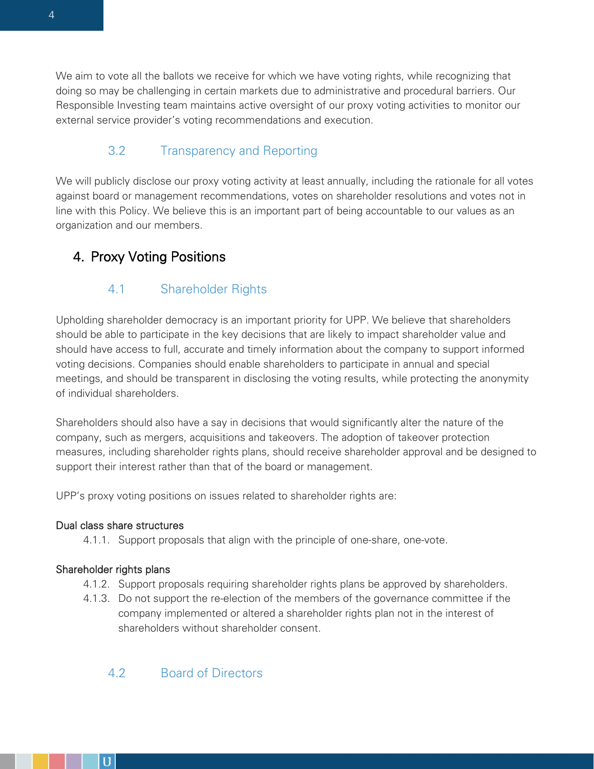We aim to vote all the ballots we receive for which we have voting rights, while recognizing that doing so may be challenging in certain markets due to administrative and procedural barriers. Our Responsible Investing team maintains active oversight of our proxy voting activities to monitor our external service provider's voting recommendations and execution.

### 3.2 Transparency and Reporting

We will publicly disclose our proxy voting activity at least annually, including the rationale for all votes against board or management recommendations, votes on shareholder resolutions and votes not in line with this Policy. We believe this is an important part of being accountable to our values as an organization and our members.

## 4. Proxy Voting Positions

### 4.1 Shareholder Rights

Upholding shareholder democracy is an important priority for UPP. We believe that shareholders should be able to participate in the key decisions that are likely to impact shareholder value and should have access to full, accurate and timely information about the company to support informed voting decisions. Companies should enable shareholders to participate in annual and special meetings, and should be transparent in disclosing the voting results, while protecting the anonymity of individual shareholders.

Shareholders should also have a say in decisions that would significantly alter the nature of the company, such as mergers, acquisitions and takeovers. The adoption of takeover protection measures, including shareholder rights plans, should receive shareholder approval and be designed to support their interest rather than that of the board or management.

UPP's proxy voting positions on issues related to shareholder rights are:

**Dual class share structures**

4.1.1. Support proposals that align with the principle of one-share, one-vote.

**Shareholder rights plans**

4.1.2. Support proposals requiring shareholder rights plans be approved by shareholders.

4.1.3. Do not support the re-election of the members of the governance committee if the company implemented or altered a shareholder rights plan not in the interest of shareholders without shareholder consent.

### 4.2 Board of Directors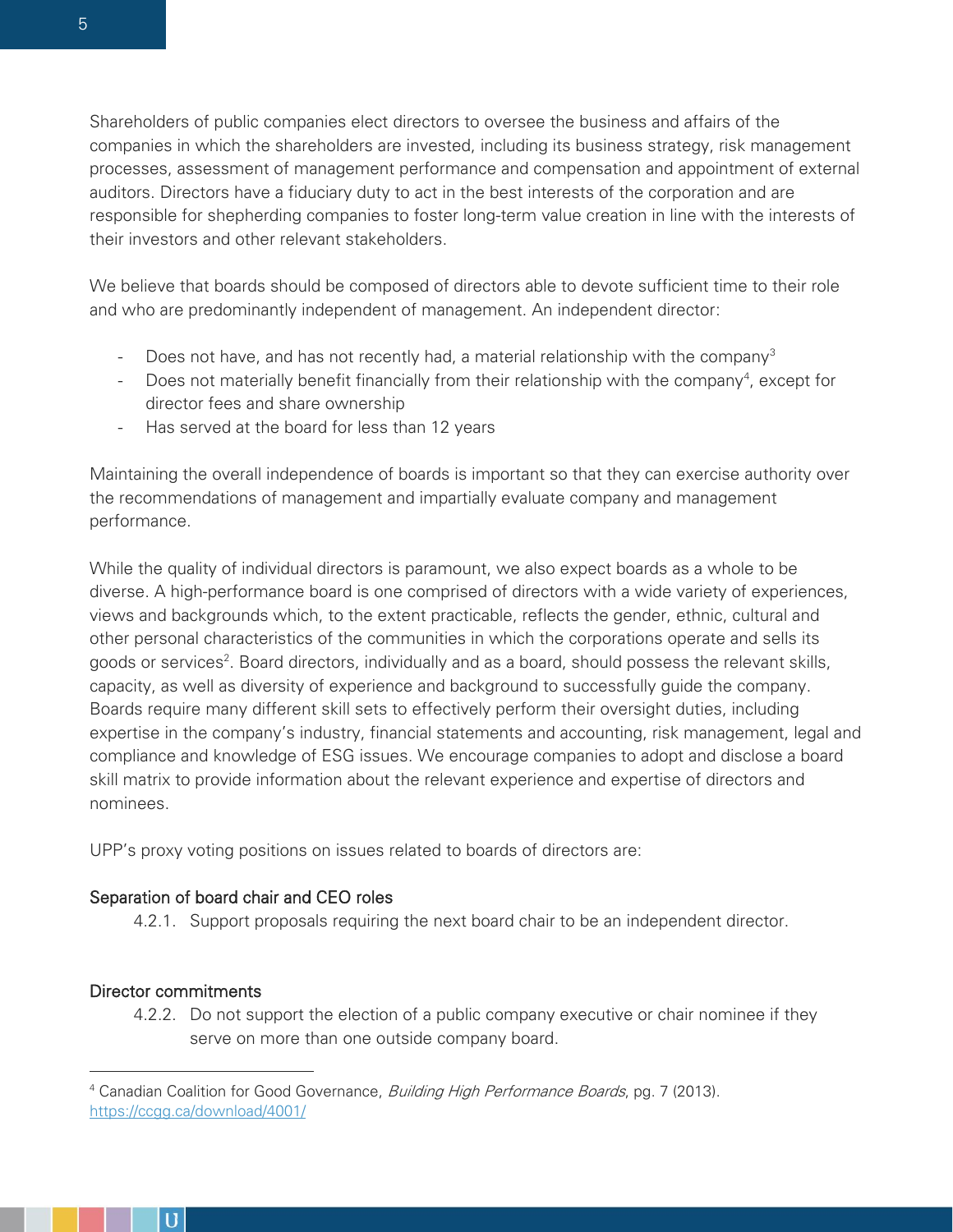Shareholders of public companies elect directors to oversee the business and affairs of the companies in which the shareholders are invested, including its business strategy, risk management processes, assessment of management performance and compensation and appointment of external auditors. Directors have a fiduciary duty to act in the best interests of the corporation and are responsible for shepherding companies to foster long-term value creation in line with the interests of their investors and other relevant stakeholders.

We believe that boards should be composed of directors able to devote sufficient time to their role and who are predominantly independent of management. An independent director:

- Does not have, and has not recently had, a material relationship with the company[3]
- Does not materially benefit financially from their relationship with the company[4], except for director fees and share ownership
- Has served at the board for less than 12 years

Maintaining the overall independence of boards is important so that they can exercise authority over the recommendations of management and impartially evaluate company and management performance.

While the quality of individual directors is paramount, we also expect boards as a whole to be diverse. A high-performance board is one comprised of directors with a wide variety of experiences, views and backgrounds which, to the extent practicable, reflects the gender, ethnic, cultural and other personal characteristics of the communities in which the corporations operate and sells its goods or services[2]. Board directors, individually and as a board, should possess the relevant skills, capacity, as well as diversity of experience and background to successfully guide the company. Boards require many different skill sets to effectively perform their oversight duties, including expertise in the company's industry, financial statements and accounting, risk management, legal and compliance and knowledge of ESG issues. We encourage companies to adopt and disclose a board skill matrix to provide information about the relevant experience and expertise of directors and nominees.

UPP's proxy voting positions on issues related to boards of directors are:

#### Separation of board chair and CEO roles

4.2.1. Support proposals requiring the next board chair to be an independent director.

#### Director commitments

4.2.2. Do not support the election of a public company executive or chair nominee if they serve on more than one outside company board.

---

[4] Canadian Coalition for Good Governance, *Building High Performance Boards*, pg. 7 (2013). https://ccgg.ca/download/4001/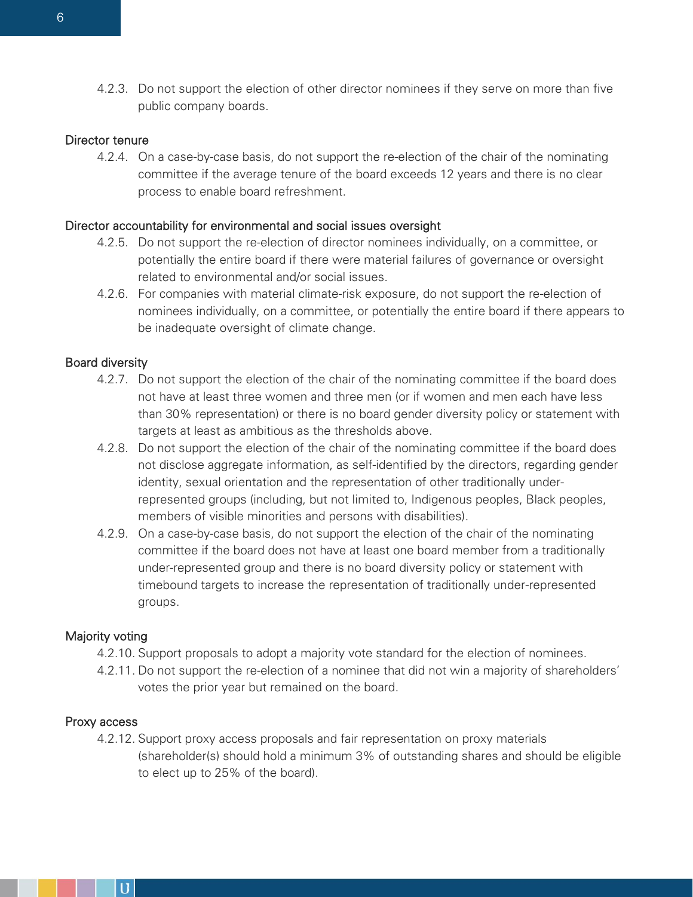4.2.3. Do not support the election of other director nominees if they serve on more than five public company boards.

### Director tenure

4.2.4. On a case-by-case basis, do not support the re-election of the chair of the nominating committee if the average tenure of the board exceeds 12 years and there is no clear process to enable board refreshment.

### Director accountability for environmental and social issues oversight

4.2.5. Do not support the re-election of director nominees individually, on a committee, or potentially the entire board if there were material failures of governance or oversight related to environmental and/or social issues.

4.2.6. For companies with material climate-risk exposure, do not support the re-election of nominees individually, on a committee, or potentially the entire board if there appears to be inadequate oversight of climate change.

### Board diversity

4.2.7. Do not support the election of the chair of the nominating committee if the board does not have at least three women and three men (or if women and men each have less than 30% representation) or there is no board gender diversity policy or statement with targets at least as ambitious as the thresholds above.

4.2.8. Do not support the election of the chair of the nominating committee if the board does not disclose aggregate information, as self-identified by the directors, regarding gender identity, sexual orientation and the representation of other traditionally under-represented groups (including, but not limited to, Indigenous peoples, Black peoples, members of visible minorities and persons with disabilities).

4.2.9. On a case-by-case basis, do not support the election of the chair of the nominating committee if the board does not have at least one board member from a traditionally under-represented group and there is no board diversity policy or statement with timebound targets to increase the representation of traditionally under-represented groups.

### Majority voting

4.2.10. Support proposals to adopt a majority vote standard for the election of nominees.

4.2.11. Do not support the re-election of a nominee that did not win a majority of shareholders' votes the prior year but remained on the board.

### Proxy access

4.2.12. Support proxy access proposals and fair representation on proxy materials (shareholder(s) should hold a minimum 3% of outstanding shares and should be eligible to elect up to 25% of the board).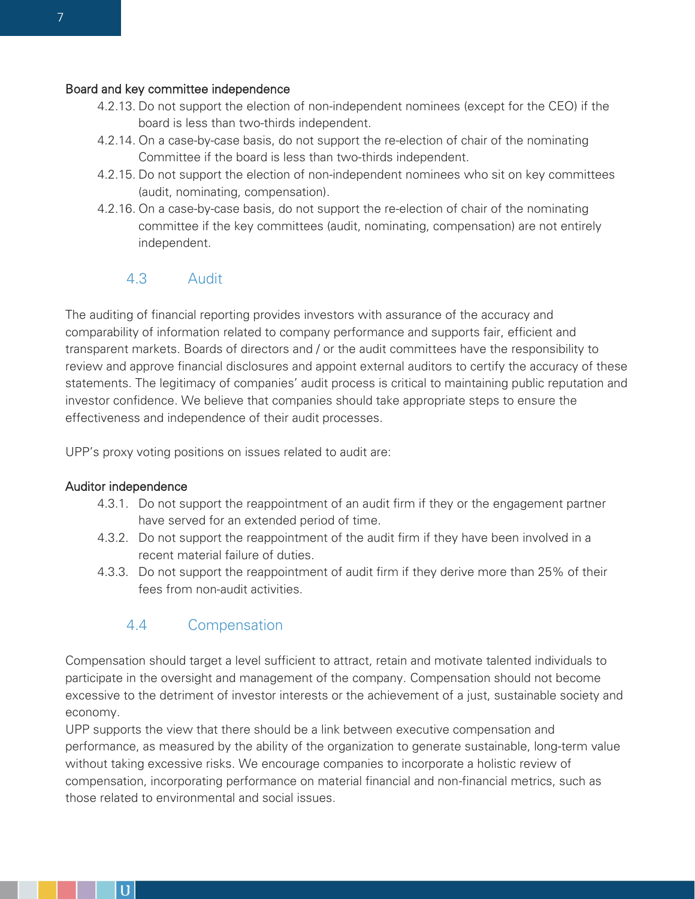**Board and key committee independence**

4.2.13. Do not support the election of non-independent nominees (except for the CEO) if the board is less than two-thirds independent.

4.2.14. On a case-by-case basis, do not support the re-election of chair of the nominating Committee if the board is less than two-thirds independent.

4.2.15. Do not support the election of non-independent nominees who sit on key committees (audit, nominating, compensation).

4.2.16. On a case-by-case basis, do not support the re-election of chair of the nominating committee if the key committees (audit, nominating, compensation) are not entirely independent.

## 4.3 Audit

The auditing of financial reporting provides investors with assurance of the accuracy and comparability of information related to company performance and supports fair, efficient and transparent markets. Boards of directors and / or the audit committees have the responsibility to review and approve financial disclosures and appoint external auditors to certify the accuracy of these statements. The legitimacy of companies' audit process is critical to maintaining public reputation and investor confidence. We believe that companies should take appropriate steps to ensure the effectiveness and independence of their audit processes.

UPP's proxy voting positions on issues related to audit are:

**Auditor independence**

4.3.1. Do not support the reappointment of an audit firm if they or the engagement partner have served for an extended period of time.

4.3.2. Do not support the reappointment of the audit firm if they have been involved in a recent material failure of duties.

4.3.3. Do not support the reappointment of audit firm if they derive more than 25% of their fees from non-audit activities.

## 4.4 Compensation

Compensation should target a level sufficient to attract, retain and motivate talented individuals to participate in the oversight and management of the company. Compensation should not become excessive to the detriment of investor interests or the achievement of a just, sustainable society and economy.

UPP supports the view that there should be a link between executive compensation and performance, as measured by the ability of the organization to generate sustainable, long-term value without taking excessive risks. We encourage companies to incorporate a holistic review of compensation, incorporating performance on material financial and non-financial metrics, such as those related to environmental and social issues.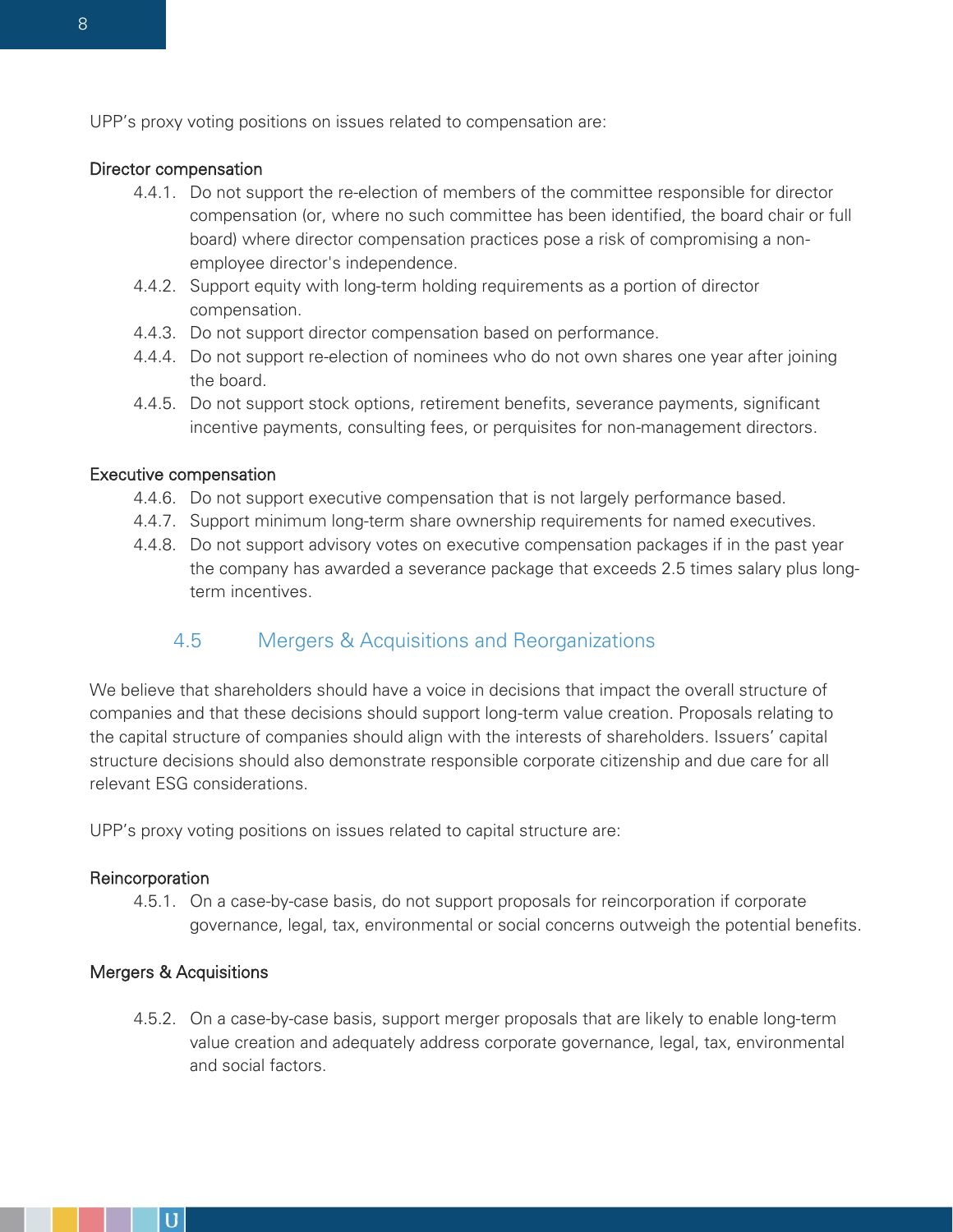UPP's proxy voting positions on issues related to compensation are:

#### Director compensation

4.4.1. Do not support the re-election of members of the committee responsible for director compensation (or, where no such committee has been identified, the board chair or full board) where director compensation practices pose a risk of compromising a non-employee director's independence.

4.4.2. Support equity with long-term holding requirements as a portion of director compensation.

4.4.3. Do not support director compensation based on performance.

4.4.4. Do not support re-election of nominees who do not own shares one year after joining the board.

4.4.5. Do not support stock options, retirement benefits, severance payments, significant incentive payments, consulting fees, or perquisites for non-management directors.

#### Executive compensation

4.4.6. Do not support executive compensation that is not largely performance based.

4.4.7. Support minimum long-term share ownership requirements for named executives.

4.4.8. Do not support advisory votes on executive compensation packages if in the past year the company has awarded a severance package that exceeds 2.5 times salary plus long-term incentives.

### 4.5 Mergers & Acquisitions and Reorganizations

We believe that shareholders should have a voice in decisions that impact the overall structure of companies and that these decisions should support long-term value creation. Proposals relating to the capital structure of companies should align with the interests of shareholders. Issuers' capital structure decisions should also demonstrate responsible corporate citizenship and due care for all relevant ESG considerations.

UPP's proxy voting positions on issues related to capital structure are:

#### Reincorporation

4.5.1. On a case-by-case basis, do not support proposals for reincorporation if corporate governance, legal, tax, environmental or social concerns outweigh the potential benefits.

#### Mergers & Acquisitions

4.5.2. On a case-by-case basis, support merger proposals that are likely to enable long-term value creation and adequately address corporate governance, legal, tax, environmental and social factors.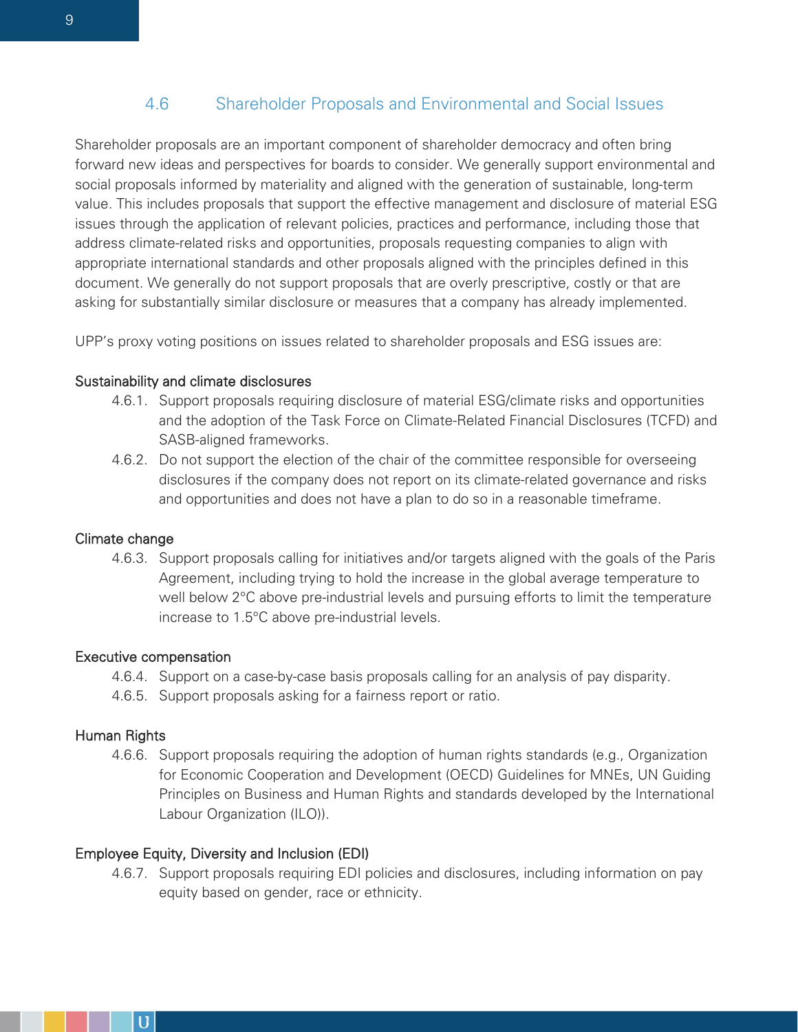### 4.6 Shareholder Proposals and Environmental and Social Issues

Shareholder proposals are an important component of shareholder democracy and often bring forward new ideas and perspectives for boards to consider. We generally support environmental and social proposals informed by materiality and aligned with the generation of sustainable, long-term value. This includes proposals that support the effective management and disclosure of material ESG issues through the application of relevant policies, practices and performance, including those that address climate-related risks and opportunities, proposals requesting companies to align with appropriate international standards and other proposals aligned with the principles defined in this document. We generally do not support proposals that are overly prescriptive, costly or that are asking for substantially similar disclosure or measures that a company has already implemented.

UPP's proxy voting positions on issues related to shareholder proposals and ESG issues are:

**Sustainability and climate disclosures**

- 4.6.1. Support proposals requiring disclosure of material ESG/climate risks and opportunities and the adoption of the Task Force on Climate-Related Financial Disclosures (TCFD) and SASB-aligned frameworks.
- 4.6.2. Do not support the election of the chair of the committee responsible for overseeing disclosures if the company does not report on its climate-related governance and risks and opportunities and does not have a plan to do so in a reasonable timeframe.

**Climate change**

- 4.6.3. Support proposals calling for initiatives and/or targets aligned with the goals of the Paris Agreement, including trying to hold the increase in the global average temperature to well below 2°C above pre-industrial levels and pursuing efforts to limit the temperature increase to 1.5°C above pre-industrial levels.

**Executive compensation**

- 4.6.4. Support on a case-by-case basis proposals calling for an analysis of pay disparity.
- 4.6.5. Support proposals asking for a fairness report or ratio.

**Human Rights**

- 4.6.6. Support proposals requiring the adoption of human rights standards (e.g., Organization for Economic Cooperation and Development (OECD) Guidelines for MNEs, UN Guiding Principles on Business and Human Rights and standards developed by the International Labour Organization (ILO)).

**Employee Equity, Diversity and Inclusion (EDI)**

- 4.6.7. Support proposals requiring EDI policies and disclosures, including information on pay equity based on gender, race or ethnicity.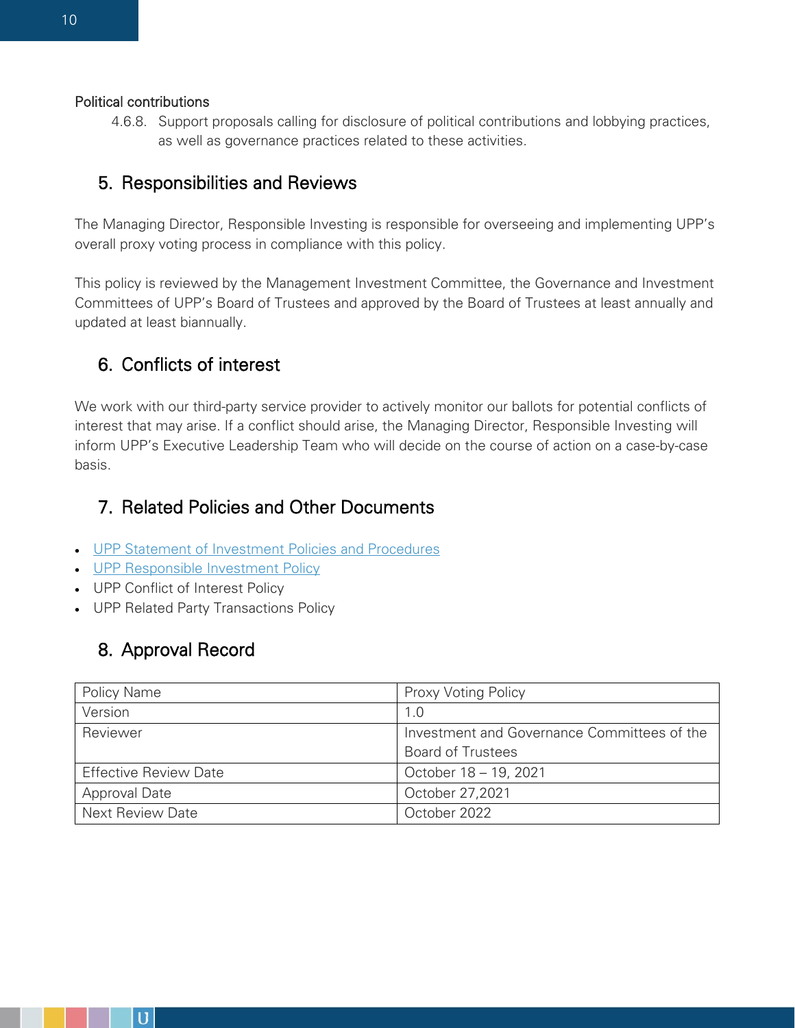Political contributions

4.6.8. Support proposals calling for disclosure of political contributions and lobbying practices, as well as governance practices related to these activities.

## 5. Responsibilities and Reviews

The Managing Director, Responsible Investing is responsible for overseeing and implementing UPP's overall proxy voting process in compliance with this policy.

This policy is reviewed by the Management Investment Committee, the Governance and Investment Committees of UPP's Board of Trustees and approved by the Board of Trustees at least annually and updated at least biannually.

## 6. Conflicts of interest

We work with our third-party service provider to actively monitor our ballots for potential conflicts of interest that may arise. If a conflict should arise, the Managing Director, Responsible Investing will inform UPP's Executive Leadership Team who will decide on the course of action on a case-by-case basis.

## 7. Related Policies and Other Documents

- UPP Statement of Investment Policies and Procedures
- UPP Responsible Investment Policy
- UPP Conflict of Interest Policy
- UPP Related Party Transactions Policy

## 8. Approval Record

| | |
|---|---|
| Policy Name | Proxy Voting Policy |
| Version | 1.0 |
| Reviewer | Investment and Governance Committees of the Board of Trustees |
| Effective Review Date | October 18 – 19, 2021 |
| Approval Date | October 27,2021 |
| Next Review Date | October 2022 |